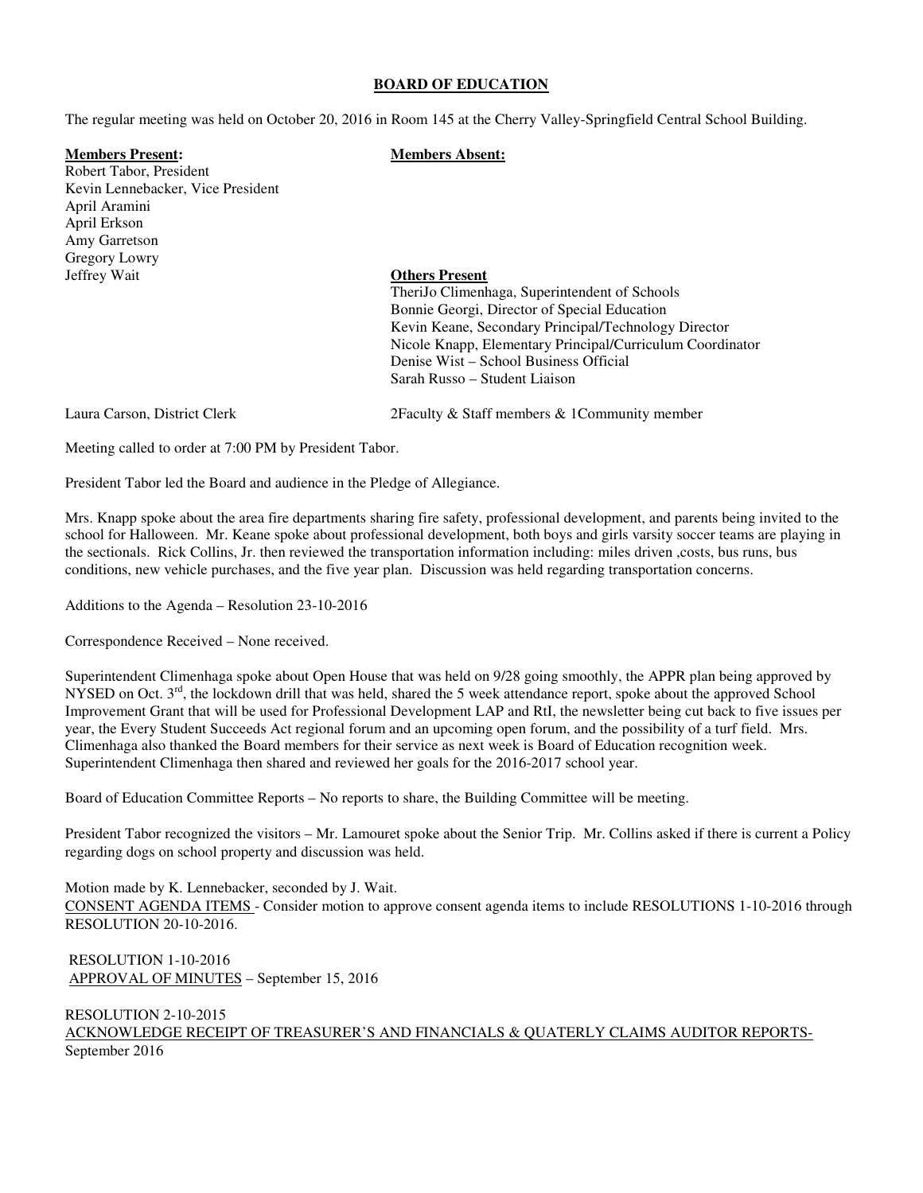# BOARD OF EDUCATION

The regular meeting was held on October 20, 2016 in Room 145 at the Cherry Valley-Springfield Central School Building.

**Members Present:**
Robert Tabor, President
Kevin Lennebacker, Vice President
April Aramini
April Erkson
Amy Garretson
Gregory Lowry
Jeffrey Wait

**Members Absent:**

**Others Present**
TheriJo Climenhaga, Superintendent of Schools
Bonnie Georgi, Director of Special Education
Kevin Keane, Secondary Principal/Technology Director
Nicole Knapp, Elementary Principal/Curriculum Coordinator
Denise Wist – School Business Official
Sarah Russo – Student Liaison

Laura Carson, District Clerk

2Faculty & Staff members & 1Community member

Meeting called to order at 7:00 PM by President Tabor.

President Tabor led the Board and audience in the Pledge of Allegiance.

Mrs. Knapp spoke about the area fire departments sharing fire safety, professional development, and parents being invited to the school for Halloween. Mr. Keane spoke about professional development, both boys and girls varsity soccer teams are playing in the sectionals. Rick Collins, Jr. then reviewed the transportation information including: miles driven ,costs, bus runs, bus conditions, new vehicle purchases, and the five year plan. Discussion was held regarding transportation concerns.

Additions to the Agenda – Resolution 23-10-2016

Correspondence Received – None received.

Superintendent Climenhaga spoke about Open House that was held on 9/28 going smoothly, the APPR plan being approved by NYSED on Oct. 3rd, the lockdown drill that was held, shared the 5 week attendance report, spoke about the approved School Improvement Grant that will be used for Professional Development LAP and RtI, the newsletter being cut back to five issues per year, the Every Student Succeeds Act regional forum and an upcoming open forum, and the possibility of a turf field. Mrs. Climenhaga also thanked the Board members for their service as next week is Board of Education recognition week. Superintendent Climenhaga then shared and reviewed her goals for the 2016-2017 school year.

Board of Education Committee Reports – No reports to share, the Building Committee will be meeting.

President Tabor recognized the visitors – Mr. Lamouret spoke about the Senior Trip. Mr. Collins asked if there is current a Policy regarding dogs on school property and discussion was held.

Motion made by K. Lennebacker, seconded by J. Wait.
CONSENT AGENDA ITEMS - Consider motion to approve consent agenda items to include RESOLUTIONS 1-10-2016 through RESOLUTION 20-10-2016.

RESOLUTION 1-10-2016
APPROVAL OF MINUTES – September 15, 2016

RESOLUTION 2-10-2015
ACKNOWLEDGE RECEIPT OF TREASURER'S AND FINANCIALS & QUATERLY CLAIMS AUDITOR REPORTS- September 2016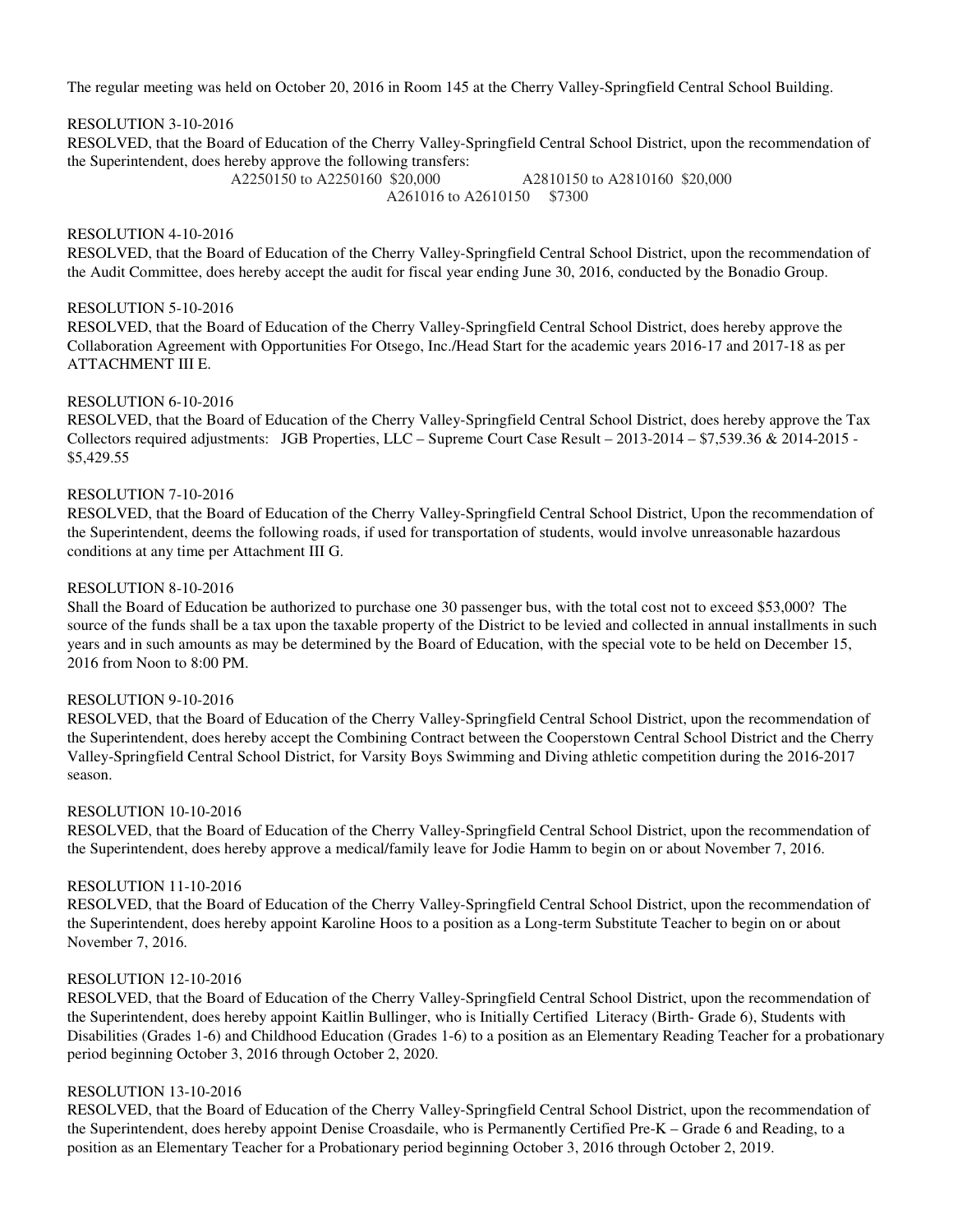The regular meeting was held on October 20, 2016 in Room 145 at the Cherry Valley-Springfield Central School Building.

RESOLUTION 3-10-2016

RESOLVED, that the Board of Education of the Cherry Valley-Springfield Central School District, upon the recommendation of the Superintendent, does hereby approve the following transfers:

A2250150 to A2250160 $20,000 A2810150 to A2810160 $20,000

A261016 to A2610150 $7300

RESOLUTION 4-10-2016

RESOLVED, that the Board of Education of the Cherry Valley-Springfield Central School District, upon the recommendation of the Audit Committee, does hereby accept the audit for fiscal year ending June 30, 2016, conducted by the Bonadio Group.

RESOLUTION 5-10-2016

RESOLVED, that the Board of Education of the Cherry Valley-Springfield Central School District, does hereby approve the Collaboration Agreement with Opportunities For Otsego, Inc./Head Start for the academic years 2016-17 and 2017-18 as per ATTACHMENT III E.

RESOLUTION 6-10-2016

RESOLVED, that the Board of Education of the Cherry Valley-Springfield Central School District, does hereby approve the Tax Collectors required adjustments: JGB Properties, LLC – Supreme Court Case Result – 2013-2014 – $7,539.36 & 2014-2015 - $5,429.55

RESOLUTION 7-10-2016

RESOLVED, that the Board of Education of the Cherry Valley-Springfield Central School District, Upon the recommendation of the Superintendent, deems the following roads, if used for transportation of students, would involve unreasonable hazardous conditions at any time per Attachment III G.

RESOLUTION 8-10-2016

Shall the Board of Education be authorized to purchase one 30 passenger bus, with the total cost not to exceed $53,000? The source of the funds shall be a tax upon the taxable property of the District to be levied and collected in annual installments in such years and in such amounts as may be determined by the Board of Education, with the special vote to be held on December 15, 2016 from Noon to 8:00 PM.

RESOLUTION 9-10-2016

RESOLVED, that the Board of Education of the Cherry Valley-Springfield Central School District, upon the recommendation of the Superintendent, does hereby accept the Combining Contract between the Cooperstown Central School District and the Cherry Valley-Springfield Central School District, for Varsity Boys Swimming and Diving athletic competition during the 2016-2017 season.

RESOLUTION 10-10-2016

RESOLVED, that the Board of Education of the Cherry Valley-Springfield Central School District, upon the recommendation of the Superintendent, does hereby approve a medical/family leave for Jodie Hamm to begin on or about November 7, 2016.

RESOLUTION 11-10-2016

RESOLVED, that the Board of Education of the Cherry Valley-Springfield Central School District, upon the recommendation of the Superintendent, does hereby appoint Karoline Hoos to a position as a Long-term Substitute Teacher to begin on or about November 7, 2016.

RESOLUTION 12-10-2016

RESOLVED, that the Board of Education of the Cherry Valley-Springfield Central School District, upon the recommendation of the Superintendent, does hereby appoint Kaitlin Bullinger, who is Initially Certified Literacy (Birth- Grade 6), Students with Disabilities (Grades 1-6) and Childhood Education (Grades 1-6) to a position as an Elementary Reading Teacher for a probationary period beginning October 3, 2016 through October 2, 2020.

RESOLUTION 13-10-2016

RESOLVED, that the Board of Education of the Cherry Valley-Springfield Central School District, upon the recommendation of the Superintendent, does hereby appoint Denise Croasdaile, who is Permanently Certified Pre-K – Grade 6 and Reading, to a position as an Elementary Teacher for a Probationary period beginning October 3, 2016 through October 2, 2019.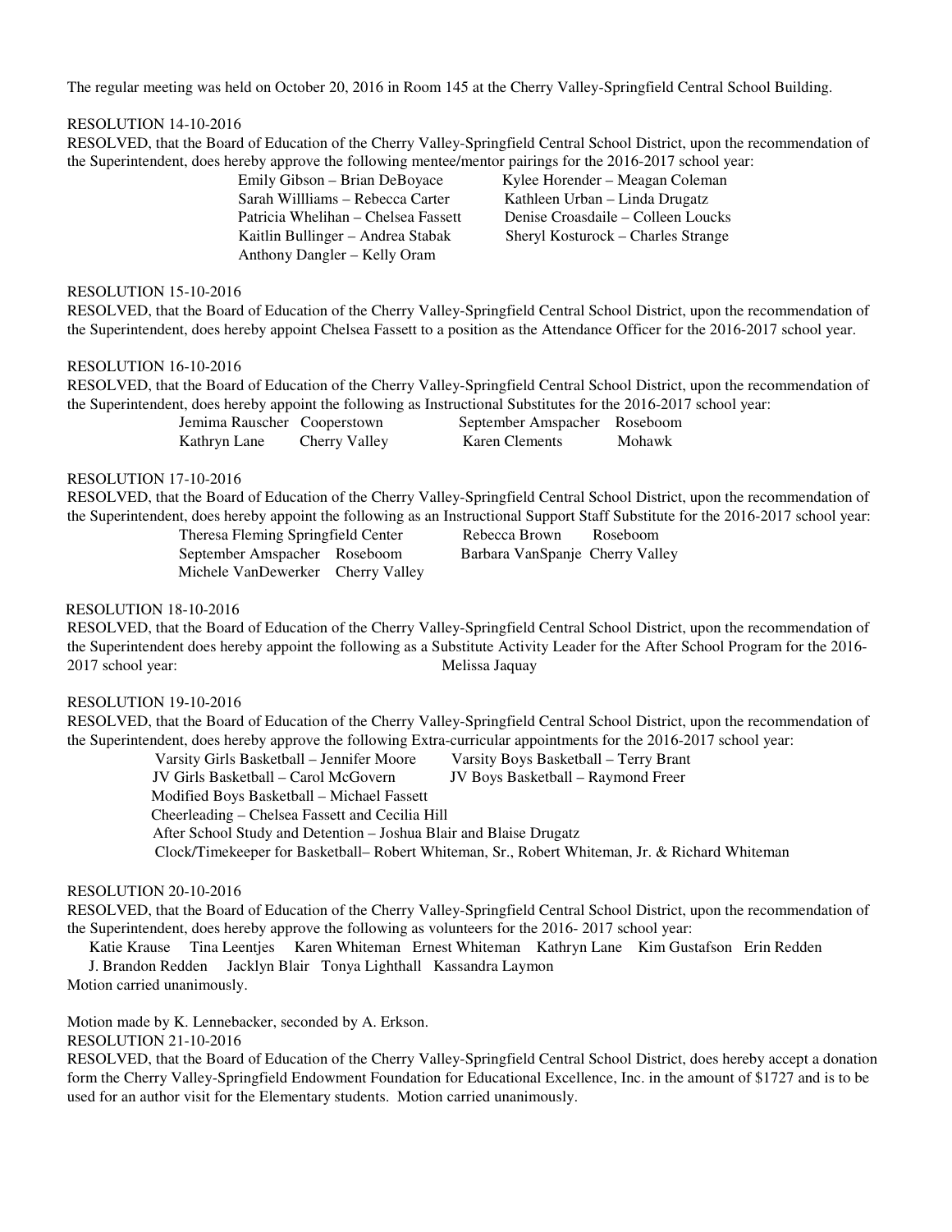The regular meeting was held on October 20, 2016 in Room 145 at the Cherry Valley-Springfield Central School Building.

RESOLUTION 14-10-2016

RESOLVED, that the Board of Education of the Cherry Valley-Springfield Central School District, upon the recommendation of the Superintendent, does hereby approve the following mentee/mentor pairings for the 2016-2017 school year:

| | |
|---|---|
| Emily Gibson – Brian DeBoyace | Kylee Horender – Meagan Coleman |
| Sarah Willliams – Rebecca Carter | Kathleen Urban – Linda Drugatz |
| Patricia Whelihan – Chelsea Fassett | Denise Croasdaile – Colleen Loucks |
| Kaitlin Bullinger – Andrea Stabak | Sheryl Kosturock – Charles Strange |
| Anthony Dangler – Kelly Oram | |

RESOLUTION 15-10-2016

RESOLVED, that the Board of Education of the Cherry Valley-Springfield Central School District, upon the recommendation of the Superintendent, does hereby appoint Chelsea Fassett to a position as the Attendance Officer for the 2016-2017 school year.

RESOLUTION 16-10-2016

RESOLVED, that the Board of Education of the Cherry Valley-Springfield Central School District, upon the recommendation of the Superintendent, does hereby appoint the following as Instructional Substitutes for the 2016-2017 school year:

| | | | |
|---|---|---|---|
| Jemima Rauscher | Cooperstown | September Amspacher | Roseboom |
| Kathryn Lane | Cherry Valley | Karen Clements | Mohawk |

RESOLUTION 17-10-2016

RESOLVED, that the Board of Education of the Cherry Valley-Springfield Central School District, upon the recommendation of the Superintendent, does hereby appoint the following as an Instructional Support Staff Substitute for the 2016-2017 school year:

| | | | |
|---|---|---|---|
| Theresa Fleming | Springfield Center | Rebecca Brown | Roseboom |
| September Amspacher | Roseboom | Barbara VanSpanje | Cherry Valley |
| Michele VanDewerker | Cherry Valley | | |

RESOLUTION 18-10-2016

RESOLVED, that the Board of Education of the Cherry Valley-Springfield Central School District, upon the recommendation of the Superintendent does hereby appoint the following as a Substitute Activity Leader for the After School Program for the 2016-2017 school year: Melissa Jaquay

RESOLUTION 19-10-2016

RESOLVED, that the Board of Education of the Cherry Valley-Springfield Central School District, upon the recommendation of the Superintendent, does hereby approve the following Extra-curricular appointments for the 2016-2017 school year:

Varsity Girls Basketball – Jennifer Moore    Varsity Boys Basketball – Terry Brant
JV Girls Basketball – Carol McGovern    JV Boys Basketball – Raymond Freer
Modified Boys Basketball – Michael Fassett
Cheerleading – Chelsea Fassett and Cecilia Hill
After School Study and Detention – Joshua Blair and Blaise Drugatz
Clock/Timekeeper for Basketball– Robert Whiteman, Sr., Robert Whiteman, Jr. & Richard Whiteman

RESOLUTION 20-10-2016

RESOLVED, that the Board of Education of the Cherry Valley-Springfield Central School District, upon the recommendation of the Superintendent, does hereby approve the following as volunteers for the 2016- 2017 school year:

Katie Krause  Tina Leentjes  Karen Whiteman  Ernest Whiteman  Kathryn Lane  Kim Gustafson  Erin Redden
J. Brandon Redden  Jacklyn Blair  Tonya Lighthall  Kassandra Laymon

Motion carried unanimously.

Motion made by K. Lennebacker, seconded by A. Erkson.

RESOLUTION 21-10-2016

RESOLVED, that the Board of Education of the Cherry Valley-Springfield Central School District, does hereby accept a donation form the Cherry Valley-Springfield Endowment Foundation for Educational Excellence, Inc. in the amount of $1727 and is to be used for an author visit for the Elementary students. Motion carried unanimously.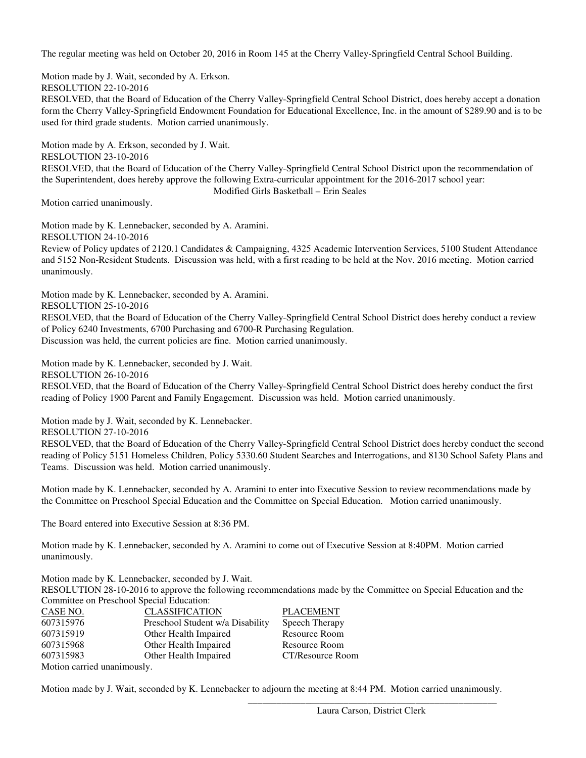The regular meeting was held on October 20, 2016 in Room 145 at the Cherry Valley-Springfield Central School Building.

Motion made by J. Wait, seconded by A. Erkson.
RESOLUTION 22-10-2016
RESOLVED, that the Board of Education of the Cherry Valley-Springfield Central School District, does hereby accept a donation form the Cherry Valley-Springfield Endowment Foundation for Educational Excellence, Inc. in the amount of $289.90 and is to be used for third grade students. Motion carried unanimously.

Motion made by A. Erkson, seconded by J. Wait.
RESLOUTION 23-10-2016
RESOLVED, that the Board of Education of the Cherry Valley-Springfield Central School District upon the recommendation of the Superintendent, does hereby approve the following Extra-curricular appointment for the 2016-2017 school year:

Modified Girls Basketball – Erin Seales

Motion carried unanimously.

Motion made by K. Lennebacker, seconded by A. Aramini.
RESOLUTION 24-10-2016
Review of Policy updates of 2120.1 Candidates & Campaigning, 4325 Academic Intervention Services, 5100 Student Attendance and 5152 Non-Resident Students. Discussion was held, with a first reading to be held at the Nov. 2016 meeting. Motion carried unanimously.

Motion made by K. Lennebacker, seconded by A. Aramini.
RESOLUTION 25-10-2016
RESOLVED, that the Board of Education of the Cherry Valley-Springfield Central School District does hereby conduct a review of Policy 6240 Investments, 6700 Purchasing and 6700-R Purchasing Regulation.
Discussion was held, the current policies are fine. Motion carried unanimously.

Motion made by K. Lennebacker, seconded by J. Wait.
RESOLUTION 26-10-2016
RESOLVED, that the Board of Education of the Cherry Valley-Springfield Central School District does hereby conduct the first reading of Policy 1900 Parent and Family Engagement. Discussion was held. Motion carried unanimously.

Motion made by J. Wait, seconded by K. Lennebacker.
RESOLUTION 27-10-2016
RESOLVED, that the Board of Education of the Cherry Valley-Springfield Central School District does hereby conduct the second reading of Policy 5151 Homeless Children, Policy 5330.60 Student Searches and Interrogations, and 8130 School Safety Plans and Teams. Discussion was held. Motion carried unanimously.

Motion made by K. Lennebacker, seconded by A. Aramini to enter into Executive Session to review recommendations made by the Committee on Preschool Special Education and the Committee on Special Education. Motion carried unanimously.

The Board entered into Executive Session at 8:36 PM.

Motion made by K. Lennebacker, seconded by A. Aramini to come out of Executive Session at 8:40PM. Motion carried unanimously.

Motion made by K. Lennebacker, seconded by J. Wait.
RESOLUTION 28-10-2016 to approve the following recommendations made by the Committee on Special Education and the Committee on Preschool Special Education:

| CASE NO. | CLASSIFICATION | PLACEMENT |
|---|---|---|
| 607315976 | Preschool Student w/a Disability | Speech Therapy |
| 607315919 | Other Health Impaired | Resource Room |
| 607315968 | Other Health Impaired | Resource Room |
| 607315983 | Other Health Impaired | CT/Resource Room |

Motion carried unanimously.

Motion made by J. Wait, seconded by K. Lennebacker to adjourn the meeting at 8:44 PM. Motion carried unanimously.

\_\_\_\_\_\_\_\_\_\_\_\_\_\_\_\_\_\_\_\_\_\_\_\_\_\_\_\_\_\_\_\_\_\_\_\_\_\_\_\_\_\_\_\_\_\_\_\_

Laura Carson, District Clerk